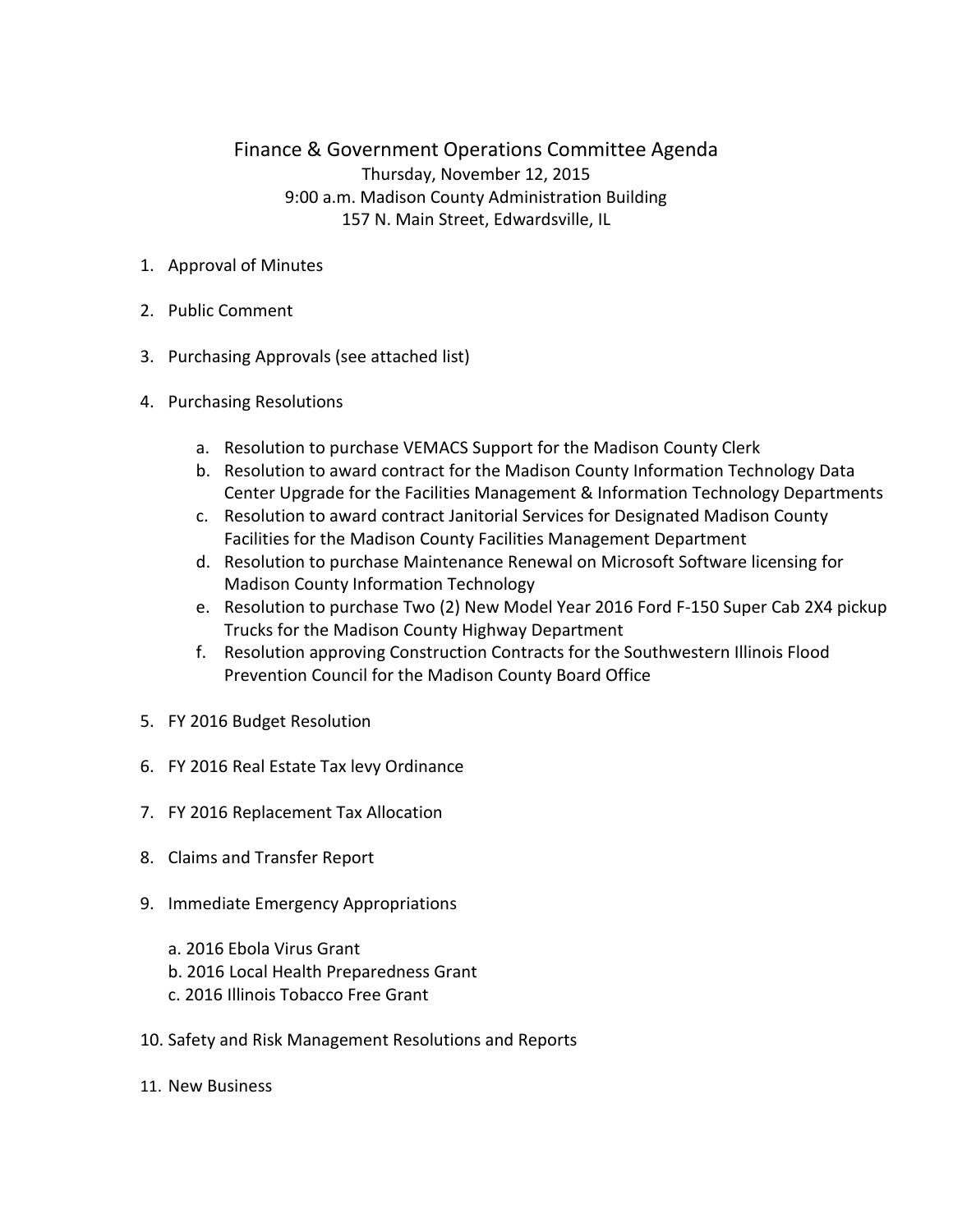# Finance & Government Operations Committee Agenda

Thursday, November 12, 2015
9:00 a.m. Madison County Administration Building
157 N. Main Street, Edwardsville, IL

1. Approval of Minutes
2. Public Comment
3. Purchasing Approvals (see attached list)
4. Purchasing Resolutions
   a. Resolution to purchase VEMACS Support for the Madison County Clerk
   b. Resolution to award contract for the Madison County Information Technology Data Center Upgrade for the Facilities Management & Information Technology Departments
   c. Resolution to award contract Janitorial Services for Designated Madison County Facilities for the Madison County Facilities Management Department
   d. Resolution to purchase Maintenance Renewal on Microsoft Software licensing for Madison County Information Technology
   e. Resolution to purchase Two (2) New Model Year 2016 Ford F-150 Super Cab 2X4 pickup Trucks for the Madison County Highway Department
   f. Resolution approving Construction Contracts for the Southwestern Illinois Flood Prevention Council for the Madison County Board Office
5. FY 2016 Budget Resolution
6. FY 2016 Real Estate Tax levy Ordinance
7. FY 2016 Replacement Tax Allocation
8. Claims and Transfer Report
9. Immediate Emergency Appropriations
   a. 2016 Ebola Virus Grant
   b. 2016 Local Health Preparedness Grant
   c. 2016 Illinois Tobacco Free Grant
10. Safety and Risk Management Resolutions and Reports
11. New Business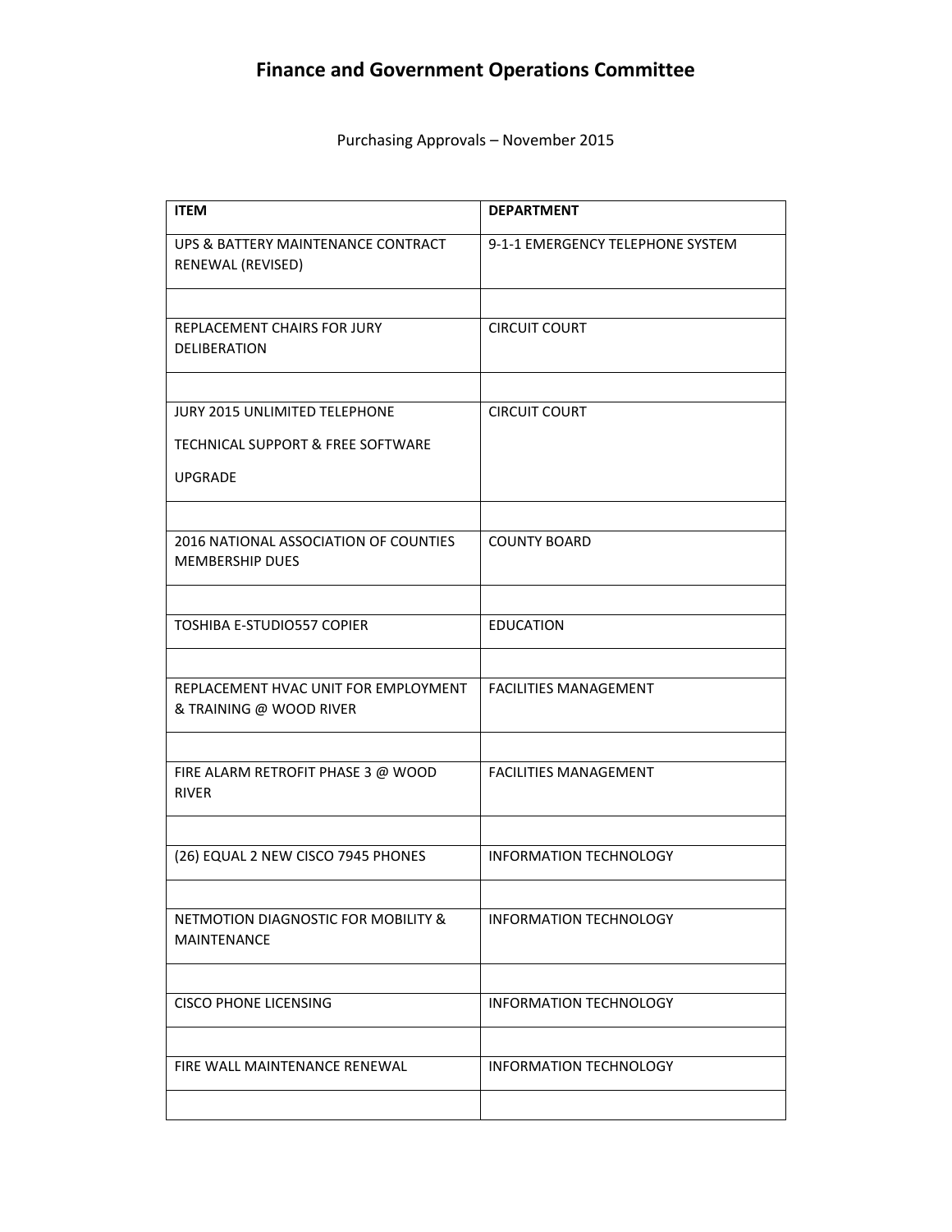# Finance and Government Operations Committee

Purchasing Approvals – November 2015

| ITEM | DEPARTMENT |
|---|---|
| UPS & BATTERY MAINTENANCE CONTRACT RENEWAL (REVISED) | 9-1-1 EMERGENCY TELEPHONE SYSTEM |
| | |
| REPLACEMENT CHAIRS FOR JURY DELIBERATION | CIRCUIT COURT |
| | |
| JURY 2015 UNLIMITED TELEPHONE TECHNICAL SUPPORT & FREE SOFTWARE UPGRADE | CIRCUIT COURT |
| | |
| 2016 NATIONAL ASSOCIATION OF COUNTIES MEMBERSHIP DUES | COUNTY BOARD |
| | |
| TOSHIBA E-STUDIO557 COPIER | EDUCATION |
| | |
| REPLACEMENT HVAC UNIT FOR EMPLOYMENT & TRAINING @ WOOD RIVER | FACILITIES MANAGEMENT |
| | |
| FIRE ALARM RETROFIT PHASE 3 @ WOOD RIVER | FACILITIES MANAGEMENT |
| | |
| (26) EQUAL 2 NEW CISCO 7945 PHONES | INFORMATION TECHNOLOGY |
| | |
| NETMOTION DIAGNOSTIC FOR MOBILITY & MAINTENANCE | INFORMATION TECHNOLOGY |
| | |
| CISCO PHONE LICENSING | INFORMATION TECHNOLOGY |
| | |
| FIRE WALL MAINTENANCE RENEWAL | INFORMATION TECHNOLOGY |
| | |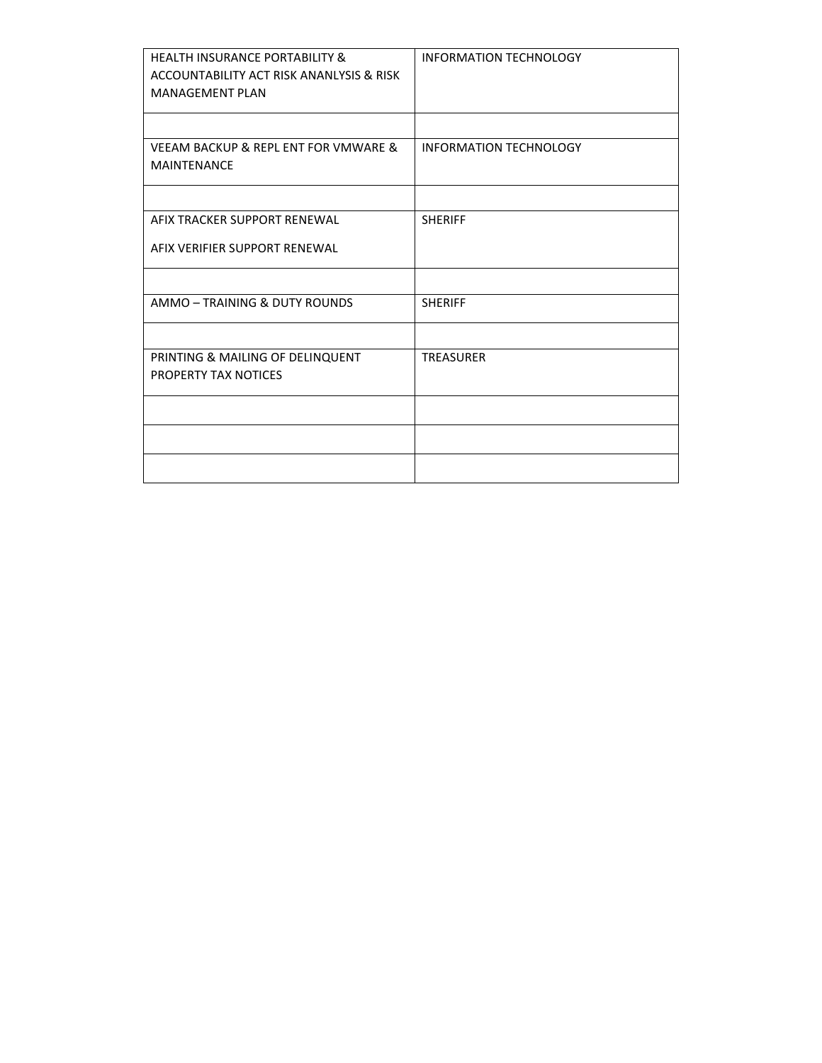| | |
|---|---|
| HEALTH INSURANCE PORTABILITY & ACCOUNTABILITY ACT RISK ANANLYSIS & RISK MANAGEMENT PLAN | INFORMATION TECHNOLOGY |
| | |
| VEEAM BACKUP & REPL ENT FOR VMWARE & MAINTENANCE | INFORMATION TECHNOLOGY |
| | |
| AFIX TRACKER SUPPORT RENEWAL<br><br>AFIX VERIFIER SUPPORT RENEWAL | SHERIFF |
| | |
| AMMO – TRAINING & DUTY ROUNDS | SHERIFF |
| | |
| PRINTING & MAILING OF DELINQUENT PROPERTY TAX NOTICES | TREASURER |
| | |
| | |
| | |